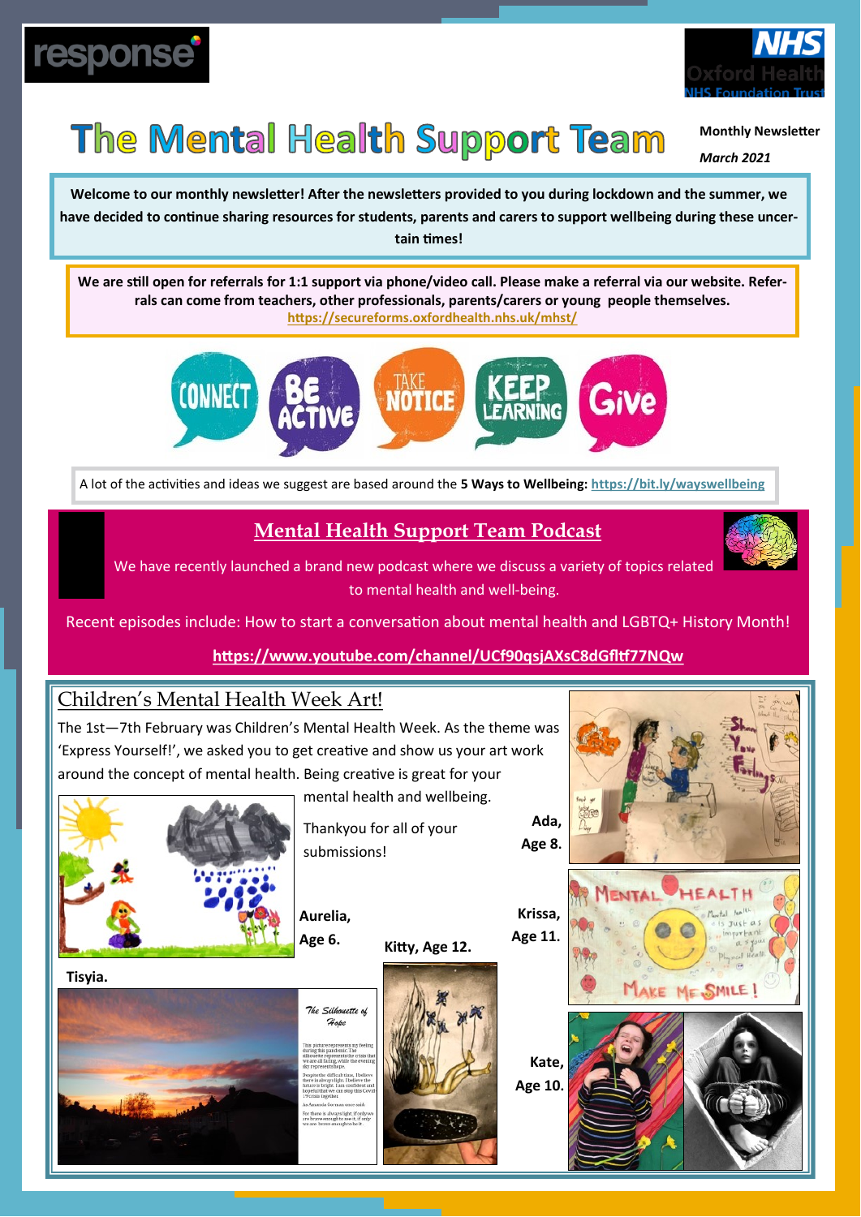# The Mental Health Support Team

**Monthly Newsletter**

***March 2021***

**Welcome to our monthly newsletter! After the newsletters provided to you during lockdown and the summer, we have decided to continue sharing resources for students, parents and carers to support wellbeing during these uncertain times!**

**We are still open for referrals for 1:1 support via phone/video call. Please make a referral via our website. Referrals can come from teachers, other professionals, parents/carers or young people themselves.**
**https://secureforms.oxfordhealth.nhs.uk/mhst/**

CONNECT · BE ACTIVE · TAKE NOTICE · KEEP LEARNING · Give

A lot of the activities and ideas we suggest are based around the **5 Ways to Wellbeing:** **https://bit.ly/wayswellbeing**

## Mental Health Support Team Podcast

We have recently launched a brand new podcast where we discuss a variety of topics related to mental health and well-being.

Recent episodes include: How to start a conversation about mental health and LGBTQ+ History Month!

**https://www.youtube.com/channel/UCf90qsjAXsC8dGfltf77NQw**

## Children's Mental Health Week Art!

The 1st—7th February was Children's Mental Health Week. As the theme was 'Express Yourself!', we asked you to get creative and show us your art work around the concept of mental health. Being creative is great for your mental health and wellbeing.

Thankyou for all of your submissions!

**Ada, Age 8.**

**Aurelia, Age 6.**

**Krissa, Age 11.**

**Kitty, Age 12.**

**Tisyia.**

**Kate, Age 10.**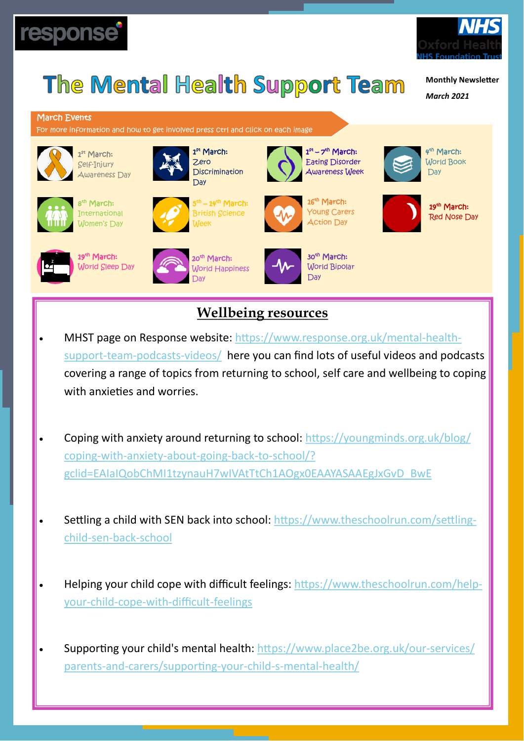response

NHS Oxford Health NHS Foundation Trust

# The Mental Health Support Team

**Monthly Newsletter**

***March 2021***

## March Events

For more information and how to get involved press Ctrl and click on each image

- 1st March: Self-Injury Awareness Day
- 1st March: Zero Discrimination Day
- 1st – 7th March: Eating Disorder Awareness Week
- 4th March: World Book Day
- 8th March: International Women's Day
- 5th – 14th March: British Science Week
- 16th March: Young Carers Action Day
- 19th March: Red Nose Day
- 19th March: World Sleep Day
- 20th March: World Happiness Day
- 30th March: World Bipolar Day

## Wellbeing resources

- MHST page on Response website: https://www.response.org.uk/mental-health-support-team-podcasts-videos/ here you can find lots of useful videos and podcasts covering a range of topics from returning to school, self care and wellbeing to coping with anxieties and worries.

- Coping with anxiety around returning to school: https://youngminds.org.uk/blog/coping-with-anxiety-about-going-back-to-school/?gclid=EAIaIQobChMI1tzynauH7wIVAtTtCh1AOgx0EAAYASAAEgJxGvD_BwE

- Settling a child with SEN back into school: https://www.theschoolrun.com/settling-child-sen-back-school

- Helping your child cope with difficult feelings: https://www.theschoolrun.com/help-your-child-cope-with-difficult-feelings

- Supporting your child's mental health: https://www.place2be.org.uk/our-services/parents-and-carers/supporting-your-child-s-mental-health/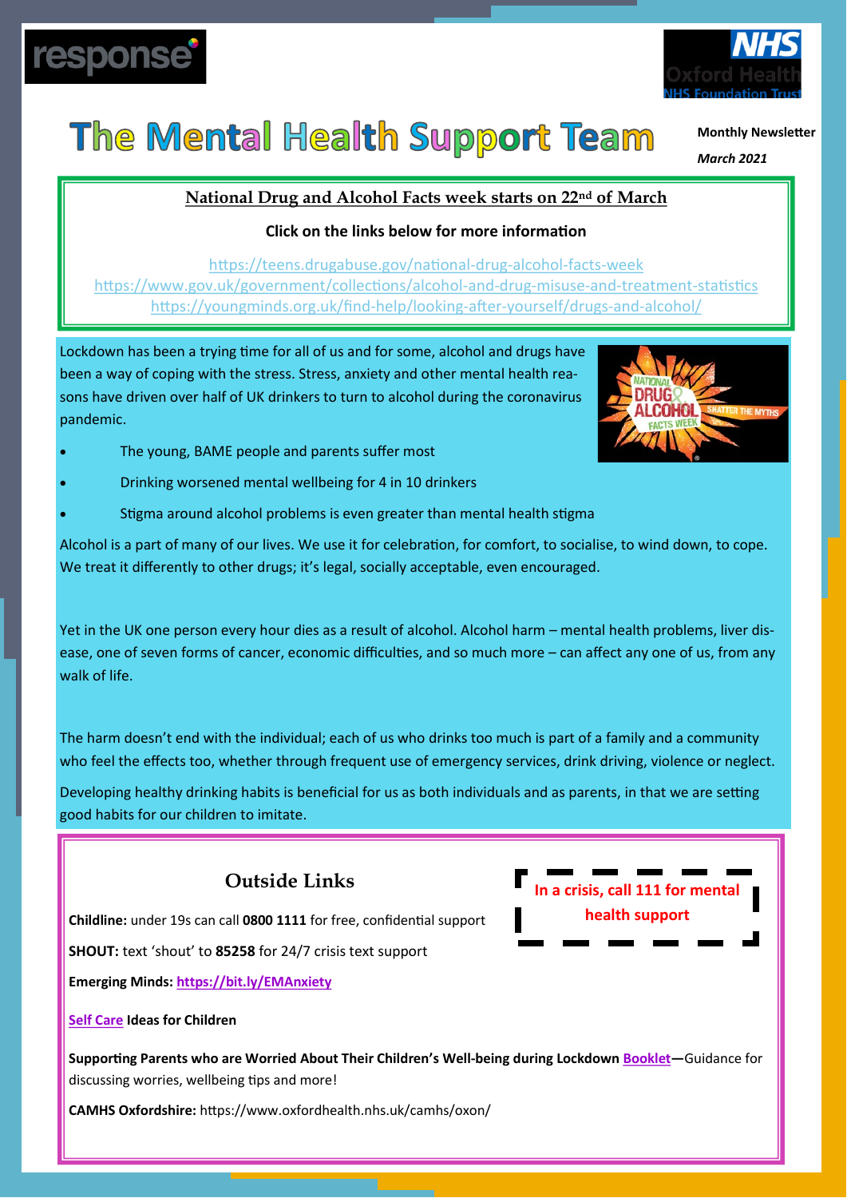response

NHS Oxford Health NHS Foundation Trust

# The Mental Health Support Team

**Monthly Newsletter**

***March 2021***

## National Drug and Alcohol Facts week starts on 22nd of March

**Click on the links below for more information**

https://teens.drugabuse.gov/national-drug-alcohol-facts-week
https://www.gov.uk/government/collections/alcohol-and-drug-misuse-and-treatment-statistics
https://youngminds.org.uk/find-help/looking-after-yourself/drugs-and-alcohol/

Lockdown has been a trying time for all of us and for some, alcohol and drugs have been a way of coping with the stress. Stress, anxiety and other mental health reasons have driven over half of UK drinkers to turn to alcohol during the coronavirus pandemic.

- The young, BAME people and parents suffer most
- Drinking worsened mental wellbeing for 4 in 10 drinkers
- Stigma around alcohol problems is even greater than mental health stigma

Alcohol is a part of many of our lives. We use it for celebration, for comfort, to socialise, to wind down, to cope. We treat it differently to other drugs; it's legal, socially acceptable, even encouraged.

Yet in the UK one person every hour dies as a result of alcohol. Alcohol harm – mental health problems, liver disease, one of seven forms of cancer, economic difficulties, and so much more – can affect any one of us, from any walk of life.

The harm doesn't end with the individual; each of us who drinks too much is part of a family and a community who feel the effects too, whether through frequent use of emergency services, drink driving, violence or neglect.

Developing healthy drinking habits is beneficial for us as both individuals and as parents, in that we are setting good habits for our children to imitate.

## Outside Links

**In a crisis, call 111 for mental health support**

**Childline:** under 19s can call **0800 1111** for free, confidential support

**SHOUT:** text 'shout' to **85258** for 24/7 crisis text support

**Emerging Minds: https://bit.ly/EMAnxiety**

**Self Care Ideas for Children**

**Supporting Parents who are Worried About Their Children's Well-being during Lockdown Booklet—**Guidance for discussing worries, wellbeing tips and more!

**CAMHS Oxfordshire:** https://www.oxfordhealth.nhs.uk/camhs/oxon/